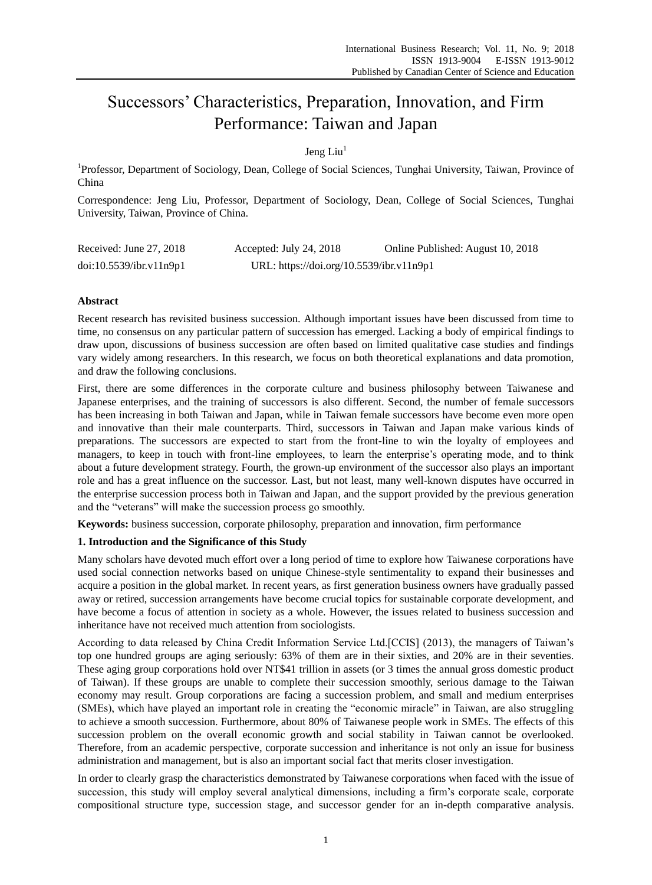# Successors' Characteristics, Preparation, Innovation, and Firm Performance: Taiwan and Japan

Jeng Liu[1]

[1]Professor, Department of Sociology, Dean, College of Social Sciences, Tunghai University, Taiwan, Province of China

Correspondence: Jeng Liu, Professor, Department of Sociology, Dean, College of Social Sciences, Tunghai University, Taiwan, Province of China.

Received: June 27, 2018 Accepted: July 24, 2018 Online Published: August 10, 2018

doi:10.5539/ibr.v11n9p1 URL: https://doi.org/10.5539/ibr.v11n9p1

## Abstract

Recent research has revisited business succession. Although important issues have been discussed from time to time, no consensus on any particular pattern of succession has emerged. Lacking a body of empirical findings to draw upon, discussions of business succession are often based on limited qualitative case studies and findings vary widely among researchers. In this research, we focus on both theoretical explanations and data promotion, and draw the following conclusions.

First, there are some differences in the corporate culture and business philosophy between Taiwanese and Japanese enterprises, and the training of successors is also different. Second, the number of female successors has been increasing in both Taiwan and Japan, while in Taiwan female successors have become even more open and innovative than their male counterparts. Third, successors in Taiwan and Japan make various kinds of preparations. The successors are expected to start from the front-line to win the loyalty of employees and managers, to keep in touch with front-line employees, to learn the enterprise's operating mode, and to think about a future development strategy. Fourth, the grown-up environment of the successor also plays an important role and has a great influence on the successor. Last, but not least, many well-known disputes have occurred in the enterprise succession process both in Taiwan and Japan, and the support provided by the previous generation and the "veterans" will make the succession process go smoothly.

**Keywords:** business succession, corporate philosophy, preparation and innovation, firm performance

## 1. Introduction and the Significance of this Study

Many scholars have devoted much effort over a long period of time to explore how Taiwanese corporations have used social connection networks based on unique Chinese-style sentimentality to expand their businesses and acquire a position in the global market. In recent years, as first generation business owners have gradually passed away or retired, succession arrangements have become crucial topics for sustainable corporate development, and have become a focus of attention in society as a whole. However, the issues related to business succession and inheritance have not received much attention from sociologists.

According to data released by China Credit Information Service Ltd.[CCIS] (2013), the managers of Taiwan's top one hundred groups are aging seriously: 63% of them are in their sixties, and 20% are in their seventies. These aging group corporations hold over NT$41 trillion in assets (or 3 times the annual gross domestic product of Taiwan). If these groups are unable to complete their succession smoothly, serious damage to the Taiwan economy may result. Group corporations are facing a succession problem, and small and medium enterprises (SMEs), which have played an important role in creating the "economic miracle" in Taiwan, are also struggling to achieve a smooth succession. Furthermore, about 80% of Taiwanese people work in SMEs. The effects of this succession problem on the overall economic growth and social stability in Taiwan cannot be overlooked. Therefore, from an academic perspective, corporate succession and inheritance is not only an issue for business administration and management, but is also an important social fact that merits closer investigation.

In order to clearly grasp the characteristics demonstrated by Taiwanese corporations when faced with the issue of succession, this study will employ several analytical dimensions, including a firm's corporate scale, corporate compositional structure type, succession stage, and successor gender for an in-depth comparative analysis.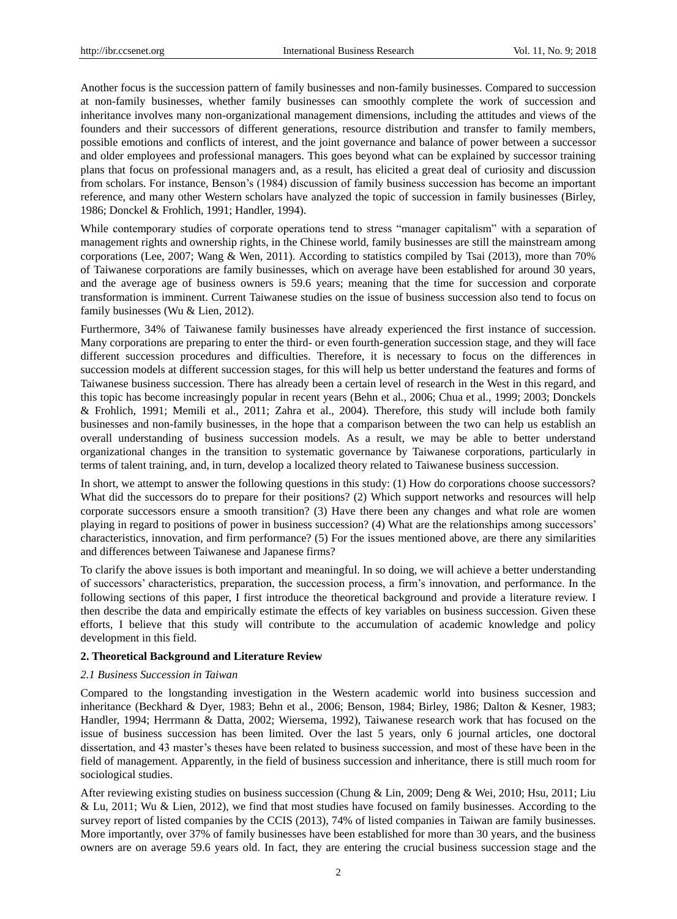Another focus is the succession pattern of family businesses and non-family businesses. Compared to succession at non-family businesses, whether family businesses can smoothly complete the work of succession and inheritance involves many non-organizational management dimensions, including the attitudes and views of the founders and their successors of different generations, resource distribution and transfer to family members, possible emotions and conflicts of interest, and the joint governance and balance of power between a successor and older employees and professional managers. This goes beyond what can be explained by successor training plans that focus on professional managers and, as a result, has elicited a great deal of curiosity and discussion from scholars. For instance, Benson's (1984) discussion of family business succession has become an important reference, and many other Western scholars have analyzed the topic of succession in family businesses (Birley, 1986; Donckel & Frohlich, 1991; Handler, 1994).

While contemporary studies of corporate operations tend to stress "manager capitalism" with a separation of management rights and ownership rights, in the Chinese world, family businesses are still the mainstream among corporations (Lee, 2007; Wang & Wen, 2011). According to statistics compiled by Tsai (2013), more than 70% of Taiwanese corporations are family businesses, which on average have been established for around 30 years, and the average age of business owners is 59.6 years; meaning that the time for succession and corporate transformation is imminent. Current Taiwanese studies on the issue of business succession also tend to focus on family businesses (Wu & Lien, 2012).

Furthermore, 34% of Taiwanese family businesses have already experienced the first instance of succession. Many corporations are preparing to enter the third- or even fourth-generation succession stage, and they will face different succession procedures and difficulties. Therefore, it is necessary to focus on the differences in succession models at different succession stages, for this will help us better understand the features and forms of Taiwanese business succession. There has already been a certain level of research in the West in this regard, and this topic has become increasingly popular in recent years (Behn et al., 2006; Chua et al., 1999; 2003; Donckels & Frohlich, 1991; Memili et al., 2011; Zahra et al., 2004). Therefore, this study will include both family businesses and non-family businesses, in the hope that a comparison between the two can help us establish an overall understanding of business succession models. As a result, we may be able to better understand organizational changes in the transition to systematic governance by Taiwanese corporations, particularly in terms of talent training, and, in turn, develop a localized theory related to Taiwanese business succession.

In short, we attempt to answer the following questions in this study: (1) How do corporations choose successors? What did the successors do to prepare for their positions? (2) Which support networks and resources will help corporate successors ensure a smooth transition? (3) Have there been any changes and what role are women playing in regard to positions of power in business succession? (4) What are the relationships among successors' characteristics, innovation, and firm performance? (5) For the issues mentioned above, are there any similarities and differences between Taiwanese and Japanese firms?

To clarify the above issues is both important and meaningful. In so doing, we will achieve a better understanding of successors' characteristics, preparation, the succession process, a firm's innovation, and performance. In the following sections of this paper, I first introduce the theoretical background and provide a literature review. I then describe the data and empirically estimate the effects of key variables on business succession. Given these efforts, I believe that this study will contribute to the accumulation of academic knowledge and policy development in this field.

## 2. Theoretical Background and Literature Review

### *2.1 Business Succession in Taiwan*

Compared to the longstanding investigation in the Western academic world into business succession and inheritance (Beckhard & Dyer, 1983; Behn et al., 2006; Benson, 1984; Birley, 1986; Dalton & Kesner, 1983; Handler, 1994; Herrmann & Datta, 2002; Wiersema, 1992), Taiwanese research work that has focused on the issue of business succession has been limited. Over the last 5 years, only 6 journal articles, one doctoral dissertation, and 43 master's theses have been related to business succession, and most of these have been in the field of management. Apparently, in the field of business succession and inheritance, there is still much room for sociological studies.

After reviewing existing studies on business succession (Chung & Lin, 2009; Deng & Wei, 2010; Hsu, 2011; Liu & Lu, 2011; Wu & Lien, 2012), we find that most studies have focused on family businesses. According to the survey report of listed companies by the CCIS (2013), 74% of listed companies in Taiwan are family businesses. More importantly, over 37% of family businesses have been established for more than 30 years, and the business owners are on average 59.6 years old. In fact, they are entering the crucial business succession stage and the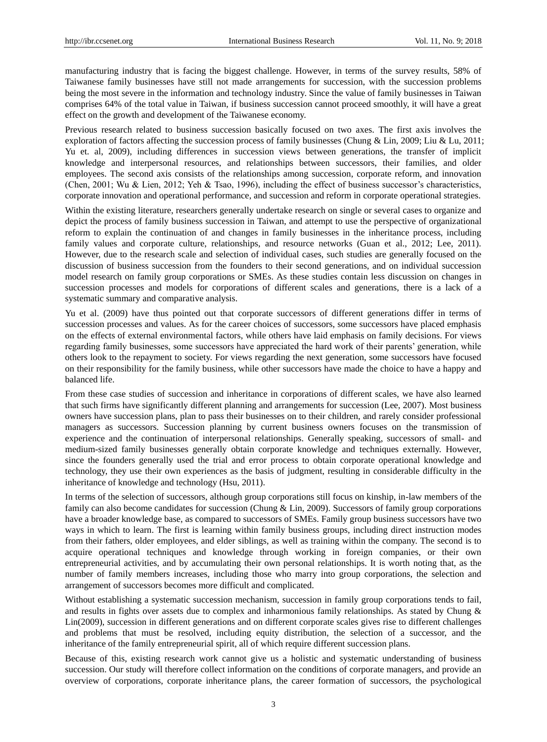manufacturing industry that is facing the biggest challenge. However, in terms of the survey results, 58% of Taiwanese family businesses have still not made arrangements for succession, with the succession problems being the most severe in the information and technology industry. Since the value of family businesses in Taiwan comprises 64% of the total value in Taiwan, if business succession cannot proceed smoothly, it will have a great effect on the growth and development of the Taiwanese economy.

Previous research related to business succession basically focused on two axes. The first axis involves the exploration of factors affecting the succession process of family businesses (Chung & Lin, 2009; Liu & Lu, 2011; Yu et. al, 2009), including differences in succession views between generations, the transfer of implicit knowledge and interpersonal resources, and relationships between successors, their families, and older employees. The second axis consists of the relationships among succession, corporate reform, and innovation (Chen, 2001; Wu & Lien, 2012; Yeh & Tsao, 1996), including the effect of business successor's characteristics, corporate innovation and operational performance, and succession and reform in corporate operational strategies.

Within the existing literature, researchers generally undertake research on single or several cases to organize and depict the process of family business succession in Taiwan, and attempt to use the perspective of organizational reform to explain the continuation of and changes in family businesses in the inheritance process, including family values and corporate culture, relationships, and resource networks (Guan et al., 2012; Lee, 2011). However, due to the research scale and selection of individual cases, such studies are generally focused on the discussion of business succession from the founders to their second generations, and on individual succession model research on family group corporations or SMEs. As these studies contain less discussion on changes in succession processes and models for corporations of different scales and generations, there is a lack of a systematic summary and comparative analysis.

Yu et al. (2009) have thus pointed out that corporate successors of different generations differ in terms of succession processes and values. As for the career choices of successors, some successors have placed emphasis on the effects of external environmental factors, while others have laid emphasis on family decisions. For views regarding family businesses, some successors have appreciated the hard work of their parents' generation, while others look to the repayment to society. For views regarding the next generation, some successors have focused on their responsibility for the family business, while other successors have made the choice to have a happy and balanced life.

From these case studies of succession and inheritance in corporations of different scales, we have also learned that such firms have significantly different planning and arrangements for succession (Lee, 2007). Most business owners have succession plans, plan to pass their businesses on to their children, and rarely consider professional managers as successors. Succession planning by current business owners focuses on the transmission of experience and the continuation of interpersonal relationships. Generally speaking, successors of small- and medium-sized family businesses generally obtain corporate knowledge and techniques externally. However, since the founders generally used the trial and error process to obtain corporate operational knowledge and technology, they use their own experiences as the basis of judgment, resulting in considerable difficulty in the inheritance of knowledge and technology (Hsu, 2011).

In terms of the selection of successors, although group corporations still focus on kinship, in-law members of the family can also become candidates for succession (Chung & Lin, 2009). Successors of family group corporations have a broader knowledge base, as compared to successors of SMEs. Family group business successors have two ways in which to learn. The first is learning within family business groups, including direct instruction modes from their fathers, older employees, and elder siblings, as well as training within the company. The second is to acquire operational techniques and knowledge through working in foreign companies, or their own entrepreneurial activities, and by accumulating their own personal relationships. It is worth noting that, as the number of family members increases, including those who marry into group corporations, the selection and arrangement of successors becomes more difficult and complicated.

Without establishing a systematic succession mechanism, succession in family group corporations tends to fail, and results in fights over assets due to complex and inharmonious family relationships. As stated by Chung & Lin(2009), succession in different generations and on different corporate scales gives rise to different challenges and problems that must be resolved, including equity distribution, the selection of a successor, and the inheritance of the family entrepreneurial spirit, all of which require different succession plans.

Because of this, existing research work cannot give us a holistic and systematic understanding of business succession. Our study will therefore collect information on the conditions of corporate managers, and provide an overview of corporations, corporate inheritance plans, the career formation of successors, the psychological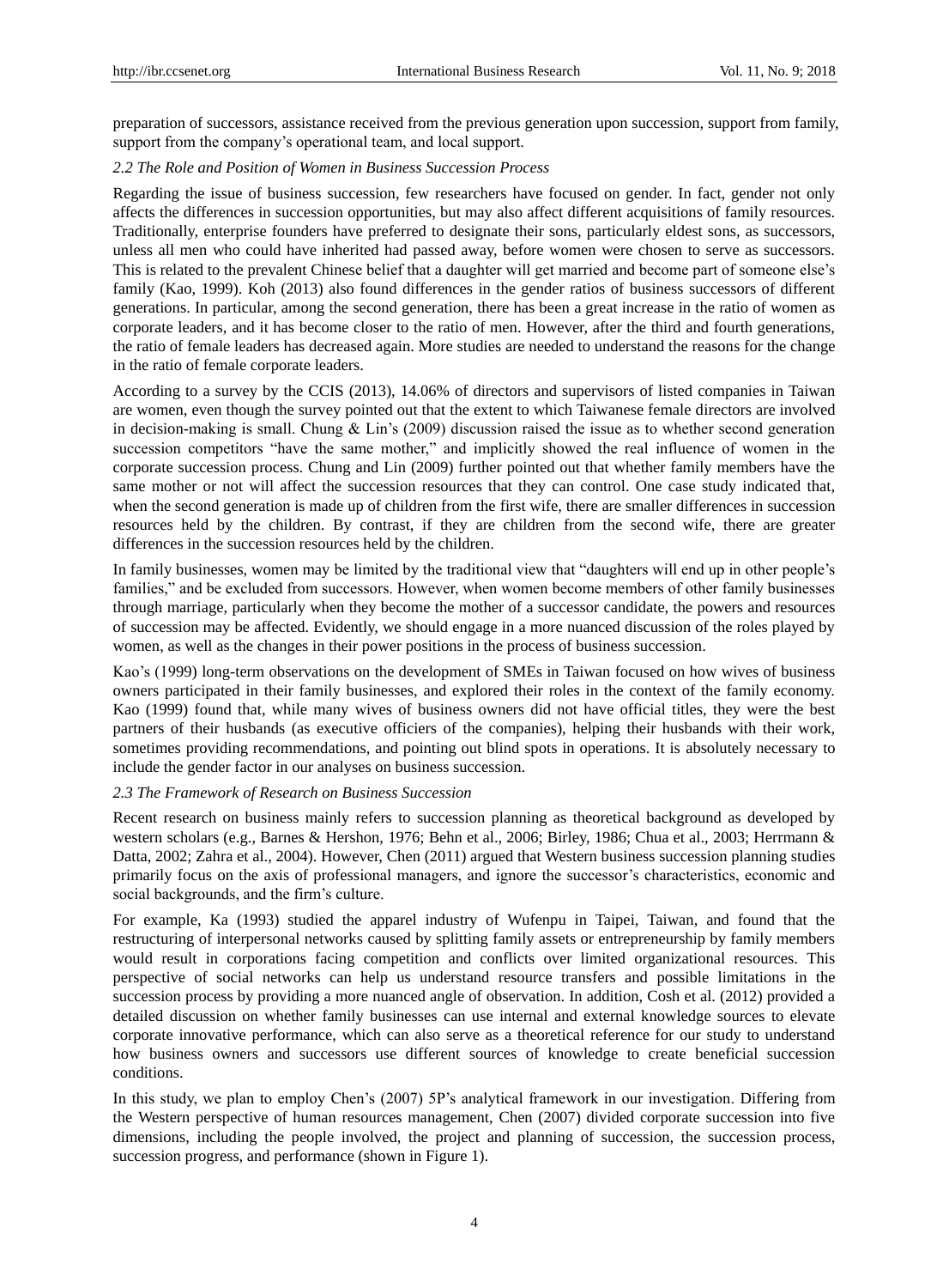preparation of successors, assistance received from the previous generation upon succession, support from family, support from the company's operational team, and local support.

### *2.2 The Role and Position of Women in Business Succession Process*

Regarding the issue of business succession, few researchers have focused on gender. In fact, gender not only affects the differences in succession opportunities, but may also affect different acquisitions of family resources. Traditionally, enterprise founders have preferred to designate their sons, particularly eldest sons, as successors, unless all men who could have inherited had passed away, before women were chosen to serve as successors. This is related to the prevalent Chinese belief that a daughter will get married and become part of someone else's family (Kao, 1999). Koh (2013) also found differences in the gender ratios of business successors of different generations. In particular, among the second generation, there has been a great increase in the ratio of women as corporate leaders, and it has become closer to the ratio of men. However, after the third and fourth generations, the ratio of female leaders has decreased again. More studies are needed to understand the reasons for the change in the ratio of female corporate leaders.

According to a survey by the CCIS (2013), 14.06% of directors and supervisors of listed companies in Taiwan are women, even though the survey pointed out that the extent to which Taiwanese female directors are involved in decision-making is small. Chung & Lin's (2009) discussion raised the issue as to whether second generation succession competitors "have the same mother," and implicitly showed the real influence of women in the corporate succession process. Chung and Lin (2009) further pointed out that whether family members have the same mother or not will affect the succession resources that they can control. One case study indicated that, when the second generation is made up of children from the first wife, there are smaller differences in succession resources held by the children. By contrast, if they are children from the second wife, there are greater differences in the succession resources held by the children.

In family businesses, women may be limited by the traditional view that "daughters will end up in other people's families," and be excluded from successors. However, when women become members of other family businesses through marriage, particularly when they become the mother of a successor candidate, the powers and resources of succession may be affected. Evidently, we should engage in a more nuanced discussion of the roles played by women, as well as the changes in their power positions in the process of business succession.

Kao's (1999) long-term observations on the development of SMEs in Taiwan focused on how wives of business owners participated in their family businesses, and explored their roles in the context of the family economy. Kao (1999) found that, while many wives of business owners did not have official titles, they were the best partners of their husbands (as executive officiers of the companies), helping their husbands with their work, sometimes providing recommendations, and pointing out blind spots in operations. It is absolutely necessary to include the gender factor in our analyses on business succession.

### *2.3 The Framework of Research on Business Succession*

Recent research on business mainly refers to succession planning as theoretical background as developed by western scholars (e.g., Barnes & Hershon, 1976; Behn et al., 2006; Birley, 1986; Chua et al., 2003; Herrmann & Datta, 2002; Zahra et al., 2004). However, Chen (2011) argued that Western business succession planning studies primarily focus on the axis of professional managers, and ignore the successor's characteristics, economic and social backgrounds, and the firm's culture.

For example, Ka (1993) studied the apparel industry of Wufenpu in Taipei, Taiwan, and found that the restructuring of interpersonal networks caused by splitting family assets or entrepreneurship by family members would result in corporations facing competition and conflicts over limited organizational resources. This perspective of social networks can help us understand resource transfers and possible limitations in the succession process by providing a more nuanced angle of observation. In addition, Cosh et al. (2012) provided a detailed discussion on whether family businesses can use internal and external knowledge sources to elevate corporate innovative performance, which can also serve as a theoretical reference for our study to understand how business owners and successors use different sources of knowledge to create beneficial succession conditions.

In this study, we plan to employ Chen's (2007) 5P's analytical framework in our investigation. Differing from the Western perspective of human resources management, Chen (2007) divided corporate succession into five dimensions, including the people involved, the project and planning of succession, the succession process, succession progress, and performance (shown in Figure 1).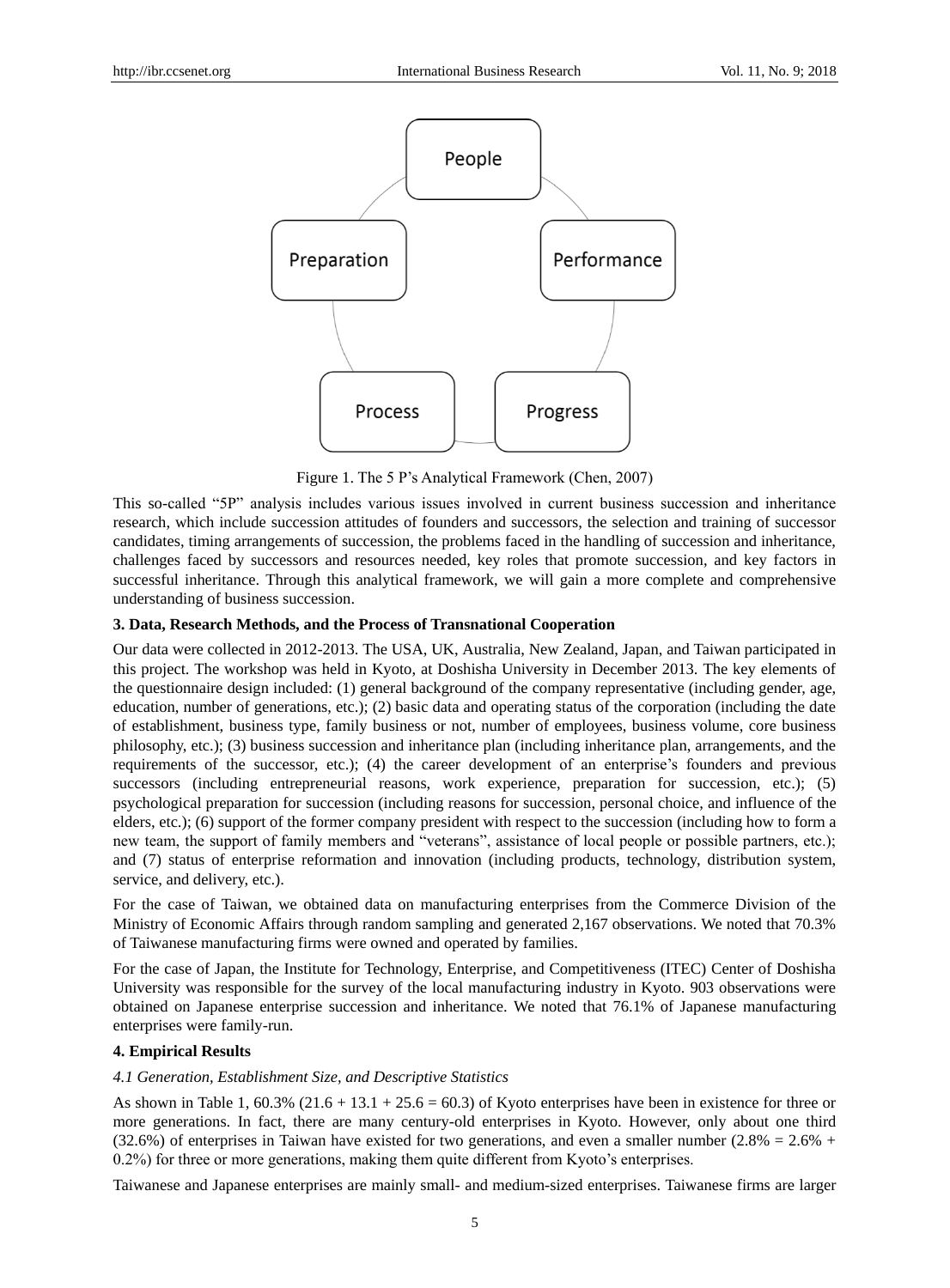Figure 1. The 5 P's Analytical Framework (Chen, 2007)

This so-called "5P" analysis includes various issues involved in current business succession and inheritance research, which include succession attitudes of founders and successors, the selection and training of successor candidates, timing arrangements of succession, the problems faced in the handling of succession and inheritance, challenges faced by successors and resources needed, key roles that promote succession, and key factors in successful inheritance. Through this analytical framework, we will gain a more complete and comprehensive understanding of business succession.

### 3. Data, Research Methods, and the Process of Transnational Cooperation

Our data were collected in 2012-2013. The USA, UK, Australia, New Zealand, Japan, and Taiwan participated in this project. The workshop was held in Kyoto, at Doshisha University in December 2013. The key elements of the questionnaire design included: (1) general background of the company representative (including gender, age, education, number of generations, etc.); (2) basic data and operating status of the corporation (including the date of establishment, business type, family business or not, number of employees, business volume, core business philosophy, etc.); (3) business succession and inheritance plan (including inheritance plan, arrangements, and the requirements of the successor, etc.); (4) the career development of an enterprise's founders and previous successors (including entrepreneurial reasons, work experience, preparation for succession, etc.); (5) psychological preparation for succession (including reasons for succession, personal choice, and influence of the elders, etc.); (6) support of the former company president with respect to the succession (including how to form a new team, the support of family members and "veterans", assistance of local people or possible partners, etc.); and (7) status of enterprise reformation and innovation (including products, technology, distribution system, service, and delivery, etc.).

For the case of Taiwan, we obtained data on manufacturing enterprises from the Commerce Division of the Ministry of Economic Affairs through random sampling and generated 2,167 observations. We noted that 70.3% of Taiwanese manufacturing firms were owned and operated by families.

For the case of Japan, the Institute for Technology, Enterprise, and Competitiveness (ITEC) Center of Doshisha University was responsible for the survey of the local manufacturing industry in Kyoto. 903 observations were obtained on Japanese enterprise succession and inheritance. We noted that 76.1% of Japanese manufacturing enterprises were family-run.

### 4. Empirical Results

#### *4.1 Generation, Establishment Size, and Descriptive Statistics*

As shown in Table 1, 60.3% (21.6 + 13.1 + 25.6 = 60.3) of Kyoto enterprises have been in existence for three or more generations. In fact, there are many century-old enterprises in Kyoto. However, only about one third (32.6%) of enterprises in Taiwan have existed for two generations, and even a smaller number (2.8% = 2.6% + 0.2%) for three or more generations, making them quite different from Kyoto's enterprises.

Taiwanese and Japanese enterprises are mainly small- and medium-sized enterprises. Taiwanese firms are larger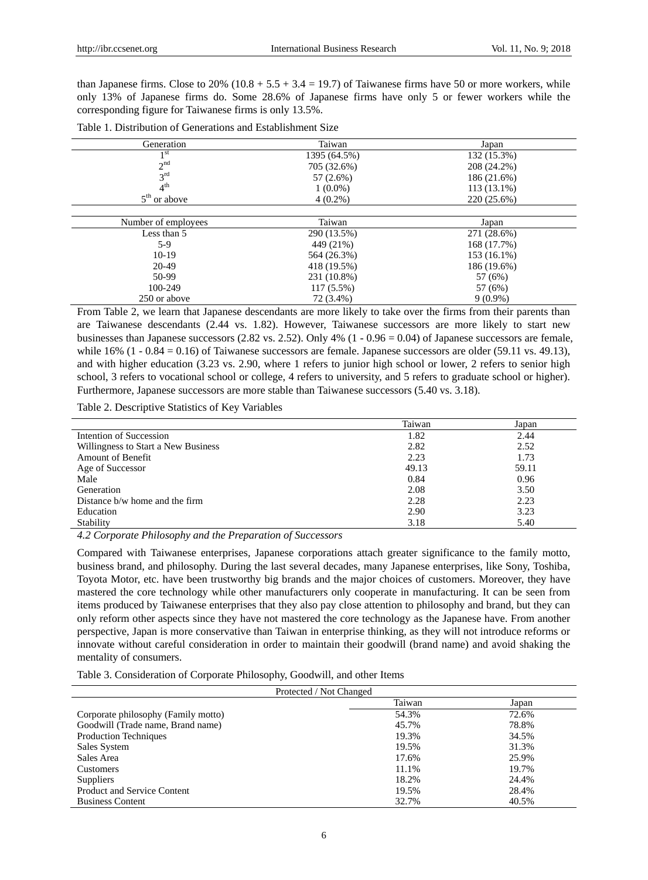than Japanese firms. Close to 20% (10.8 + 5.5 + 3.4 = 19.7) of Taiwanese firms have 50 or more workers, while only 13% of Japanese firms do. Some 28.6% of Japanese firms have only 5 or fewer workers while the corresponding figure for Taiwanese firms is only 13.5%.

Table 1. Distribution of Generations and Establishment Size

| Generation | Taiwan | Japan |
|---|---|---|
| 1st | 1395 (64.5%) | 132 (15.3%) |
| 2nd | 705 (32.6%) | 208 (24.2%) |
| 3rd | 57 (2.6%) | 186 (21.6%) |
| 4th | 1 (0.0%) | 113 (13.1%) |
| 5th or above | 4 (0.2%) | 220 (25.6%) |
| **Number of employees** | **Taiwan** | **Japan** |
| Less than 5 | 290 (13.5%) | 271 (28.6%) |
| 5-9 | 449 (21%) | 168 (17.7%) |
| 10-19 | 564 (26.3%) | 153 (16.1%) |
| 20-49 | 418 (19.5%) | 186 (19.6%) |
| 50-99 | 231 (10.8%) | 57 (6%) |
| 100-249 | 117 (5.5%) | 57 (6%) |
| 250 or above | 72 (3.4%) | 9 (0.9%) |

From Table 2, we learn that Japanese descendants are more likely to take over the firms from their parents than are Taiwanese descendants (2.44 vs. 1.82). However, Taiwanese successors are more likely to start new businesses than Japanese successors (2.82 vs. 2.52). Only 4% (1 - 0.96 = 0.04) of Japanese successors are female, while 16% (1 - 0.84 = 0.16) of Taiwanese successors are female. Japanese successors are older (59.11 vs. 49.13), and with higher education (3.23 vs. 2.90, where 1 refers to junior high school or lower, 2 refers to senior high school, 3 refers to vocational school or college, 4 refers to university, and 5 refers to graduate school or higher). Furthermore, Japanese successors are more stable than Taiwanese successors (5.40 vs. 3.18).

Table 2. Descriptive Statistics of Key Variables

| | Taiwan | Japan |
|---|---|---|
| Intention of Succession | 1.82 | 2.44 |
| Willingness to Start a New Business | 2.82 | 2.52 |
| Amount of Benefit | 2.23 | 1.73 |
| Age of Successor | 49.13 | 59.11 |
| Male | 0.84 | 0.96 |
| Generation | 2.08 | 3.50 |
| Distance b/w home and the firm | 2.28 | 2.23 |
| Education | 2.90 | 3.23 |
| Stability | 3.18 | 5.40 |

### *4.2 Corporate Philosophy and the Preparation of Successors*

Compared with Taiwanese enterprises, Japanese corporations attach greater significance to the family motto, business brand, and philosophy. During the last several decades, many Japanese enterprises, like Sony, Toshiba, Toyota Motor, etc. have been trustworthy big brands and the major choices of customers. Moreover, they have mastered the core technology while other manufacturers only cooperate in manufacturing. It can be seen from items produced by Taiwanese enterprises that they also pay close attention to philosophy and brand, but they can only reform other aspects since they have not mastered the core technology as the Japanese have. From another perspective, Japan is more conservative than Taiwan in enterprise thinking, as they will not introduce reforms or innovate without careful consideration in order to maintain their goodwill (brand name) and avoid shaking the mentality of consumers.

Table 3. Consideration of Corporate Philosophy, Goodwill, and other Items

| Protected / Not Changed | | |
|---|---|---|
| | Taiwan | Japan |
| Corporate philosophy (Family motto) | 54.3% | 72.6% |
| Goodwill (Trade name, Brand name) | 45.7% | 78.8% |
| Production Techniques | 19.3% | 34.5% |
| Sales System | 19.5% | 31.3% |
| Sales Area | 17.6% | 25.9% |
| Customers | 11.1% | 19.7% |
| Suppliers | 18.2% | 24.4% |
| Product and Service Content | 19.5% | 28.4% |
| Business Content | 32.7% | 40.5% |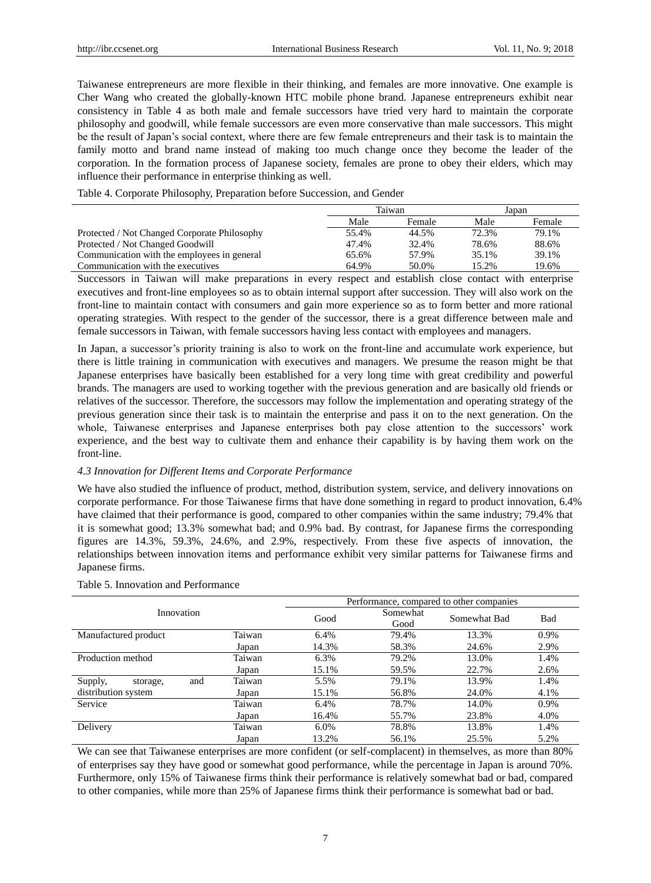Taiwanese entrepreneurs are more flexible in their thinking, and females are more innovative. One example is Cher Wang who created the globally-known HTC mobile phone brand. Japanese entrepreneurs exhibit near consistency in Table 4 as both male and female successors have tried very hard to maintain the corporate philosophy and goodwill, while female successors are even more conservative than male successors. This might be the result of Japan's social context, where there are few female entrepreneurs and their task is to maintain the family motto and brand name instead of making too much change once they become the leader of the corporation. In the formation process of Japanese society, females are prone to obey their elders, which may influence their performance in enterprise thinking as well.

Table 4. Corporate Philosophy, Preparation before Succession, and Gender

| | Taiwan | | Japan | |
|---|---|---|---|---|
| | Male | Female | Male | Female |
| Protected / Not Changed Corporate Philosophy | 55.4% | 44.5% | 72.3% | 79.1% |
| Protected / Not Changed Goodwill | 47.4% | 32.4% | 78.6% | 88.6% |
| Communication with the employees in general | 65.6% | 57.9% | 35.1% | 39.1% |
| Communication with the executives | 64.9% | 50.0% | 15.2% | 19.6% |

Successors in Taiwan will make preparations in every respect and establish close contact with enterprise executives and front-line employees so as to obtain internal support after succession. They will also work on the front-line to maintain contact with consumers and gain more experience so as to form better and more rational operating strategies. With respect to the gender of the successor, there is a great difference between male and female successors in Taiwan, with female successors having less contact with employees and managers.

In Japan, a successor's priority training is also to work on the front-line and accumulate work experience, but there is little training in communication with executives and managers. We presume the reason might be that Japanese enterprises have basically been established for a very long time with great credibility and powerful brands. The managers are used to working together with the previous generation and are basically old friends or relatives of the successor. Therefore, the successors may follow the implementation and operating strategy of the previous generation since their task is to maintain the enterprise and pass it on to the next generation. On the whole, Taiwanese enterprises and Japanese enterprises both pay close attention to the successors' work experience, and the best way to cultivate them and enhance their capability is by having them work on the front-line.

### *4.3 Innovation for Different Items and Corporate Performance*

We have also studied the influence of product, method, distribution system, service, and delivery innovations on corporate performance. For those Taiwanese firms that have done something in regard to product innovation, 6.4% have claimed that their performance is good, compared to other companies within the same industry; 79.4% that it is somewhat good; 13.3% somewhat bad; and 0.9% bad. By contrast, for Japanese firms the corresponding figures are 14.3%, 59.3%, 24.6%, and 2.9%, respectively. From these five aspects of innovation, the relationships between innovation items and performance exhibit very similar patterns for Taiwanese firms and Japanese firms.

Table 5. Innovation and Performance

| Innovation | | Performance, compared to other companies | | | |
|---|---|---|---|---|---|
| | | Good | Somewhat Good | Somewhat Bad | Bad |
| Manufactured product | Taiwan | 6.4% | 79.4% | 13.3% | 0.9% |
| | Japan | 14.3% | 58.3% | 24.6% | 2.9% |
| Production method | Taiwan | 6.3% | 79.2% | 13.0% | 1.4% |
| | Japan | 15.1% | 59.5% | 22.7% | 2.6% |
| Supply, storage, and distribution system | Taiwan | 5.5% | 79.1% | 13.9% | 1.4% |
| | Japan | 15.1% | 56.8% | 24.0% | 4.1% |
| Service | Taiwan | 6.4% | 78.7% | 14.0% | 0.9% |
| | Japan | 16.4% | 55.7% | 23.8% | 4.0% |
| Delivery | Taiwan | 6.0% | 78.8% | 13.8% | 1.4% |
| | Japan | 13.2% | 56.1% | 25.5% | 5.2% |

We can see that Taiwanese enterprises are more confident (or self-complacent) in themselves, as more than 80% of enterprises say they have good or somewhat good performance, while the percentage in Japan is around 70%. Furthermore, only 15% of Taiwanese firms think their performance is relatively somewhat bad or bad, compared to other companies, while more than 25% of Japanese firms think their performance is somewhat bad or bad.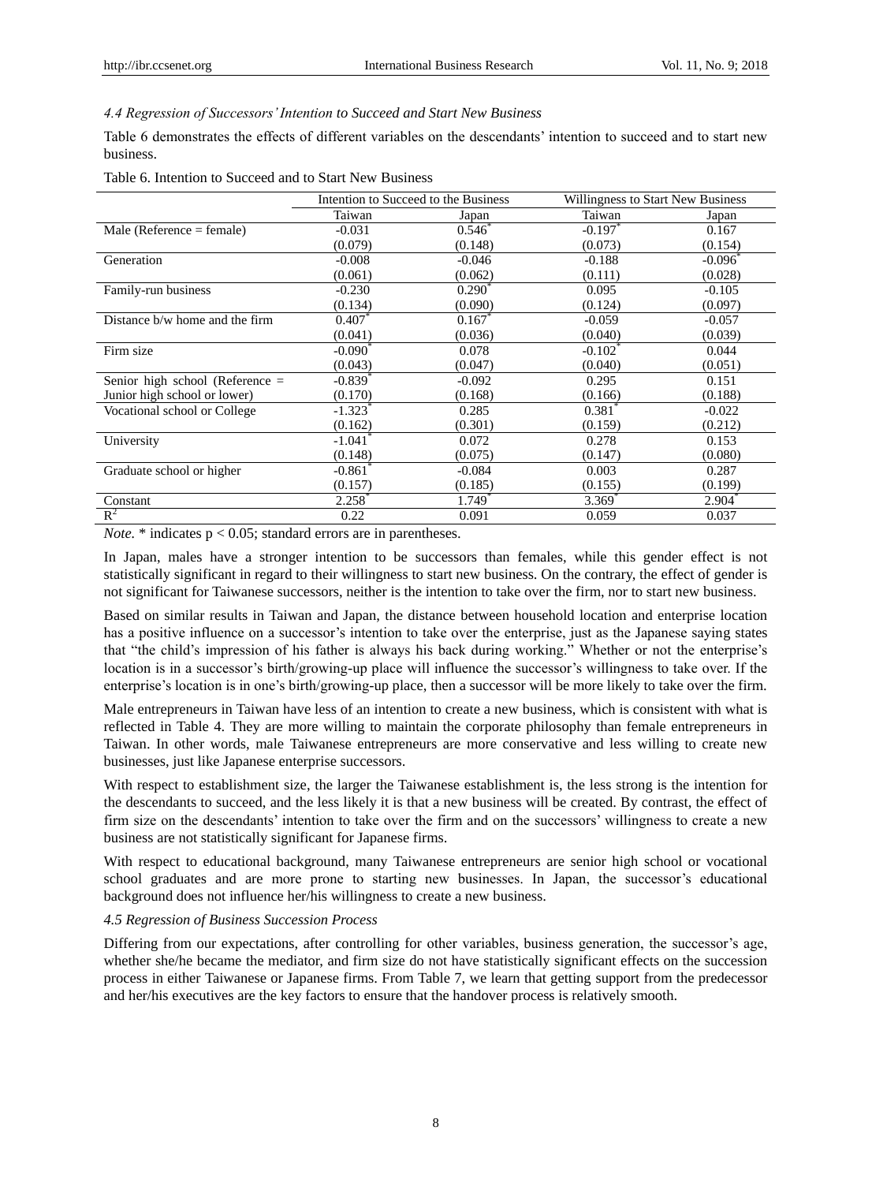### *4.4 Regression of Successors' Intention to Succeed and Start New Business*

Table 6 demonstrates the effects of different variables on the descendants' intention to succeed and to start new business.

Table 6. Intention to Succeed and to Start New Business

| | Intention to Succeed to the Business | | Willingness to Start New Business | |
|---|---|---|---|---|
| | Taiwan | Japan | Taiwan | Japan |
| Male (Reference = female) | -0.031 | 0.546* | -0.197* | 0.167 |
| | (0.079) | (0.148) | (0.073) | (0.154) |
| Generation | -0.008 | -0.046 | -0.188 | -0.096* |
| | (0.061) | (0.062) | (0.111) | (0.028) |
| Family-run business | -0.230 | 0.290* | 0.095 | -0.105 |
| | (0.134) | (0.090) | (0.124) | (0.097) |
| Distance b/w home and the firm | 0.407* | 0.167* | -0.059 | -0.057 |
| | (0.041) | (0.036) | (0.040) | (0.039) |
| Firm size | -0.090* | 0.078 | -0.102* | 0.044 |
| | (0.043) | (0.047) | (0.040) | (0.051) |
| Senior high school (Reference = Junior high school or lower) | -0.839* | -0.092 | 0.295 | 0.151 |
| | (0.170) | (0.168) | (0.166) | (0.188) |
| Vocational school or College | -1.323* | 0.285 | 0.381* | -0.022 |
| | (0.162) | (0.301) | (0.159) | (0.212) |
| University | -1.041* | 0.072 | 0.278 | 0.153 |
| | (0.148) | (0.075) | (0.147) | (0.080) |
| Graduate school or higher | -0.861* | -0.084 | 0.003 | 0.287 |
| | (0.157) | (0.185) | (0.155) | (0.199) |
| Constant | 2.258* | 1.749* | 3.369* | 2.904* |
| $R^2$ | 0.22 | 0.091 | 0.059 | 0.037 |

*Note.* * indicates $p < 0.05$; standard errors are in parentheses.

In Japan, males have a stronger intention to be successors than females, while this gender effect is not statistically significant in regard to their willingness to start new business. On the contrary, the effect of gender is not significant for Taiwanese successors, neither is the intention to take over the firm, nor to start new business.

Based on similar results in Taiwan and Japan, the distance between household location and enterprise location has a positive influence on a successor's intention to take over the enterprise, just as the Japanese saying states that "the child's impression of his father is always his back during working." Whether or not the enterprise's location is in a successor's birth/growing-up place will influence the successor's willingness to take over. If the enterprise's location is in one's birth/growing-up place, then a successor will be more likely to take over the firm.

Male entrepreneurs in Taiwan have less of an intention to create a new business, which is consistent with what is reflected in Table 4. They are more willing to maintain the corporate philosophy than female entrepreneurs in Taiwan. In other words, male Taiwanese entrepreneurs are more conservative and less willing to create new businesses, just like Japanese enterprise successors.

With respect to establishment size, the larger the Taiwanese establishment is, the less strong is the intention for the descendants to succeed, and the less likely it is that a new business will be created. By contrast, the effect of firm size on the descendants' intention to take over the firm and on the successors' willingness to create a new business are not statistically significant for Japanese firms.

With respect to educational background, many Taiwanese entrepreneurs are senior high school or vocational school graduates and are more prone to starting new businesses. In Japan, the successor's educational background does not influence her/his willingness to create a new business.

### *4.5 Regression of Business Succession Process*

Differing from our expectations, after controlling for other variables, business generation, the successor's age, whether she/he became the mediator, and firm size do not have statistically significant effects on the succession process in either Taiwanese or Japanese firms. From Table 7, we learn that getting support from the predecessor and her/his executives are the key factors to ensure that the handover process is relatively smooth.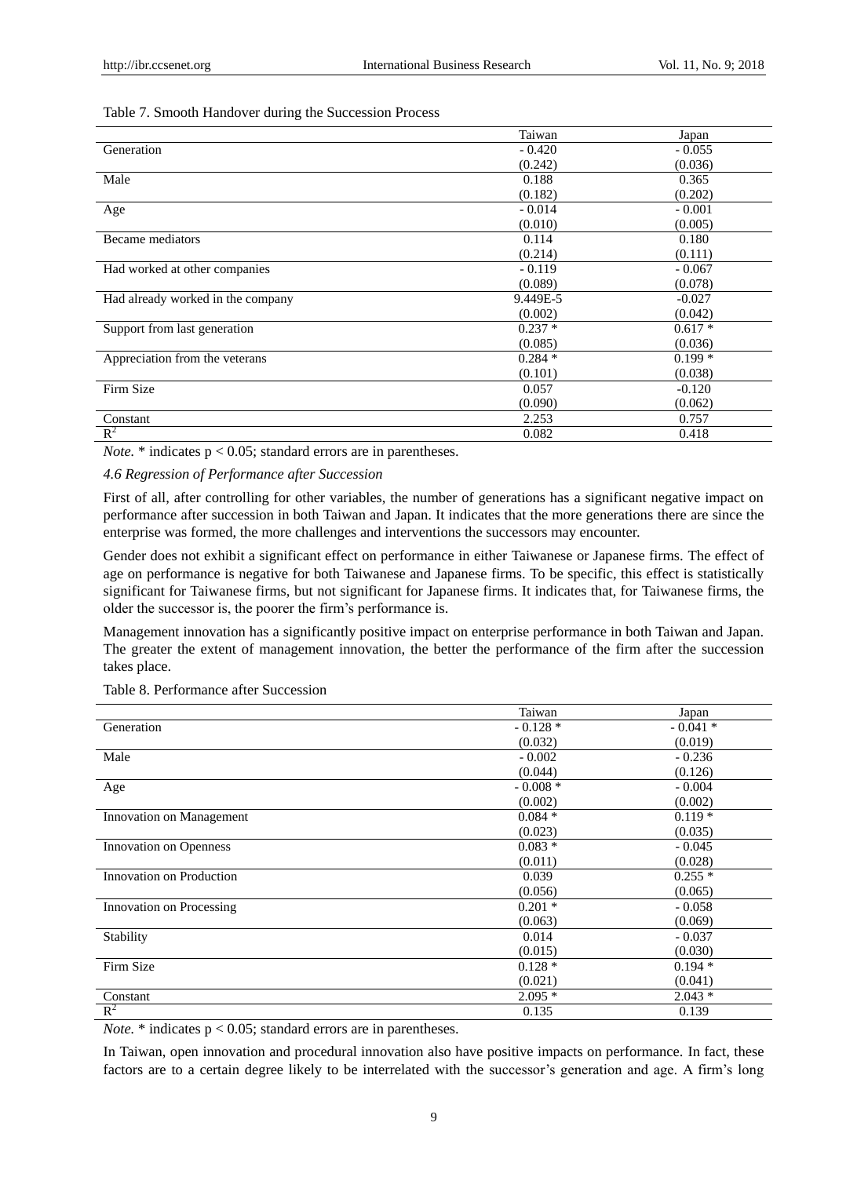Table 7. Smooth Handover during the Succession Process

| | Taiwan | Japan |
|---|---|---|
| Generation | - 0.420 | - 0.055 |
| | (0.242) | (0.036) |
| Male | 0.188 | 0.365 |
| | (0.182) | (0.202) |
| Age | - 0.014 | - 0.001 |
| | (0.010) | (0.005) |
| Became mediators | 0.114 | 0.180 |
| | (0.214) | (0.111) |
| Had worked at other companies | - 0.119 | - 0.067 |
| | (0.089) | (0.078) |
| Had already worked in the company | 9.449E-5 | -0.027 |
| | (0.002) | (0.042) |
| Support from last generation | 0.237 * | 0.617 * |
| | (0.085) | (0.036) |
| Appreciation from the veterans | 0.284 * | 0.199 * |
| | (0.101) | (0.038) |
| Firm Size | 0.057 | -0.120 |
| | (0.090) | (0.062) |
| Constant | 2.253 | 0.757 |
| $R^2$ | 0.082 | 0.418 |

*Note.* * indicates $p < 0.05$; standard errors are in parentheses.

### *4.6 Regression of Performance after Succession*

First of all, after controlling for other variables, the number of generations has a significant negative impact on performance after succession in both Taiwan and Japan. It indicates that the more generations there are since the enterprise was formed, the more challenges and interventions the successors may encounter.

Gender does not exhibit a significant effect on performance in either Taiwanese or Japanese firms. The effect of age on performance is negative for both Taiwanese and Japanese firms. To be specific, this effect is statistically significant for Taiwanese firms, but not significant for Japanese firms. It indicates that, for Taiwanese firms, the older the successor is, the poorer the firm's performance is.

Management innovation has a significantly positive impact on enterprise performance in both Taiwan and Japan. The greater the extent of management innovation, the better the performance of the firm after the succession takes place.

Table 8. Performance after Succession

| | Taiwan | Japan |
|---|---|---|
| Generation | - 0.128 * | - 0.041 * |
| | (0.032) | (0.019) |
| Male | - 0.002 | - 0.236 |
| | (0.044) | (0.126) |
| Age | - 0.008 * | - 0.004 |
| | (0.002) | (0.002) |
| Innovation on Management | 0.084 * | 0.119 * |
| | (0.023) | (0.035) |
| Innovation on Openness | 0.083 * | - 0.045 |
| | (0.011) | (0.028) |
| Innovation on Production | 0.039 | 0.255 * |
| | (0.056) | (0.065) |
| Innovation on Processing | 0.201 * | - 0.058 |
| | (0.063) | (0.069) |
| Stability | 0.014 | - 0.037 |
| | (0.015) | (0.030) |
| Firm Size | 0.128 * | 0.194 * |
| | (0.021) | (0.041) |
| Constant | 2.095 * | 2.043 * |
| $R^2$ | 0.135 | 0.139 |

*Note.* * indicates $p < 0.05$; standard errors are in parentheses.

In Taiwan, open innovation and procedural innovation also have positive impacts on performance. In fact, these factors are to a certain degree likely to be interrelated with the successor's generation and age. A firm's long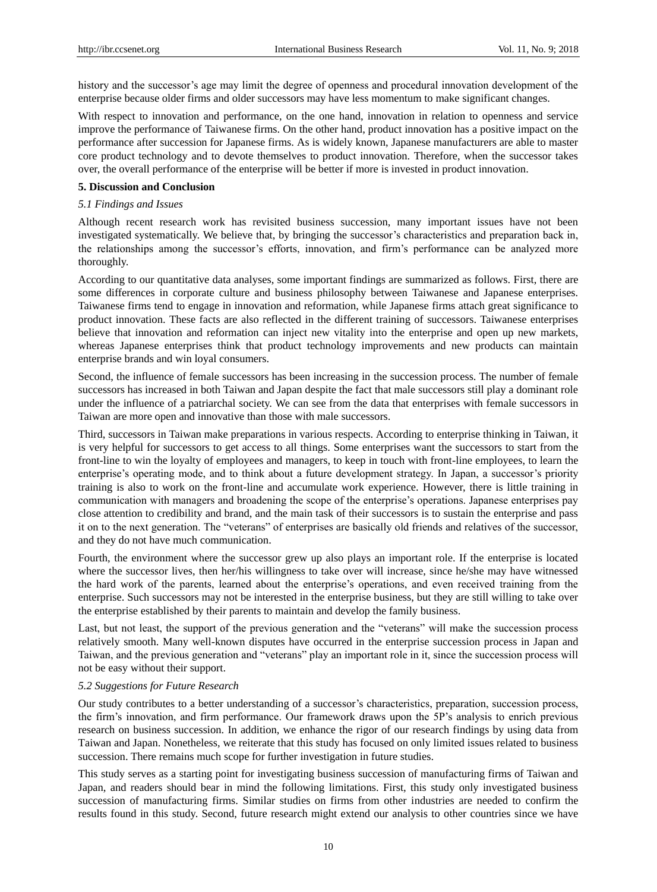history and the successor's age may limit the degree of openness and procedural innovation development of the enterprise because older firms and older successors may have less momentum to make significant changes.

With respect to innovation and performance, on the one hand, innovation in relation to openness and service improve the performance of Taiwanese firms. On the other hand, product innovation has a positive impact on the performance after succession for Japanese firms. As is widely known, Japanese manufacturers are able to master core product technology and to devote themselves to product innovation. Therefore, when the successor takes over, the overall performance of the enterprise will be better if more is invested in product innovation.

## 5. Discussion and Conclusion

### *5.1 Findings and Issues*

Although recent research work has revisited business succession, many important issues have not been investigated systematically. We believe that, by bringing the successor's characteristics and preparation back in, the relationships among the successor's efforts, innovation, and firm's performance can be analyzed more thoroughly.

According to our quantitative data analyses, some important findings are summarized as follows. First, there are some differences in corporate culture and business philosophy between Taiwanese and Japanese enterprises. Taiwanese firms tend to engage in innovation and reformation, while Japanese firms attach great significance to product innovation. These facts are also reflected in the different training of successors. Taiwanese enterprises believe that innovation and reformation can inject new vitality into the enterprise and open up new markets, whereas Japanese enterprises think that product technology improvements and new products can maintain enterprise brands and win loyal consumers.

Second, the influence of female successors has been increasing in the succession process. The number of female successors has increased in both Taiwan and Japan despite the fact that male successors still play a dominant role under the influence of a patriarchal society. We can see from the data that enterprises with female successors in Taiwan are more open and innovative than those with male successors.

Third, successors in Taiwan make preparations in various respects. According to enterprise thinking in Taiwan, it is very helpful for successors to get access to all things. Some enterprises want the successors to start from the front-line to win the loyalty of employees and managers, to keep in touch with front-line employees, to learn the enterprise's operating mode, and to think about a future development strategy. In Japan, a successor's priority training is also to work on the front-line and accumulate work experience. However, there is little training in communication with managers and broadening the scope of the enterprise's operations. Japanese enterprises pay close attention to credibility and brand, and the main task of their successors is to sustain the enterprise and pass it on to the next generation. The "veterans" of enterprises are basically old friends and relatives of the successor, and they do not have much communication.

Fourth, the environment where the successor grew up also plays an important role. If the enterprise is located where the successor lives, then her/his willingness to take over will increase, since he/she may have witnessed the hard work of the parents, learned about the enterprise's operations, and even received training from the enterprise. Such successors may not be interested in the enterprise business, but they are still willing to take over the enterprise established by their parents to maintain and develop the family business.

Last, but not least, the support of the previous generation and the "veterans" will make the succession process relatively smooth. Many well-known disputes have occurred in the enterprise succession process in Japan and Taiwan, and the previous generation and "veterans" play an important role in it, since the succession process will not be easy without their support.

### *5.2 Suggestions for Future Research*

Our study contributes to a better understanding of a successor's characteristics, preparation, succession process, the firm's innovation, and firm performance. Our framework draws upon the 5P's analysis to enrich previous research on business succession. In addition, we enhance the rigor of our research findings by using data from Taiwan and Japan. Nonetheless, we reiterate that this study has focused on only limited issues related to business succession. There remains much scope for further investigation in future studies.

This study serves as a starting point for investigating business succession of manufacturing firms of Taiwan and Japan, and readers should bear in mind the following limitations. First, this study only investigated business succession of manufacturing firms. Similar studies on firms from other industries are needed to confirm the results found in this study. Second, future research might extend our analysis to other countries since we have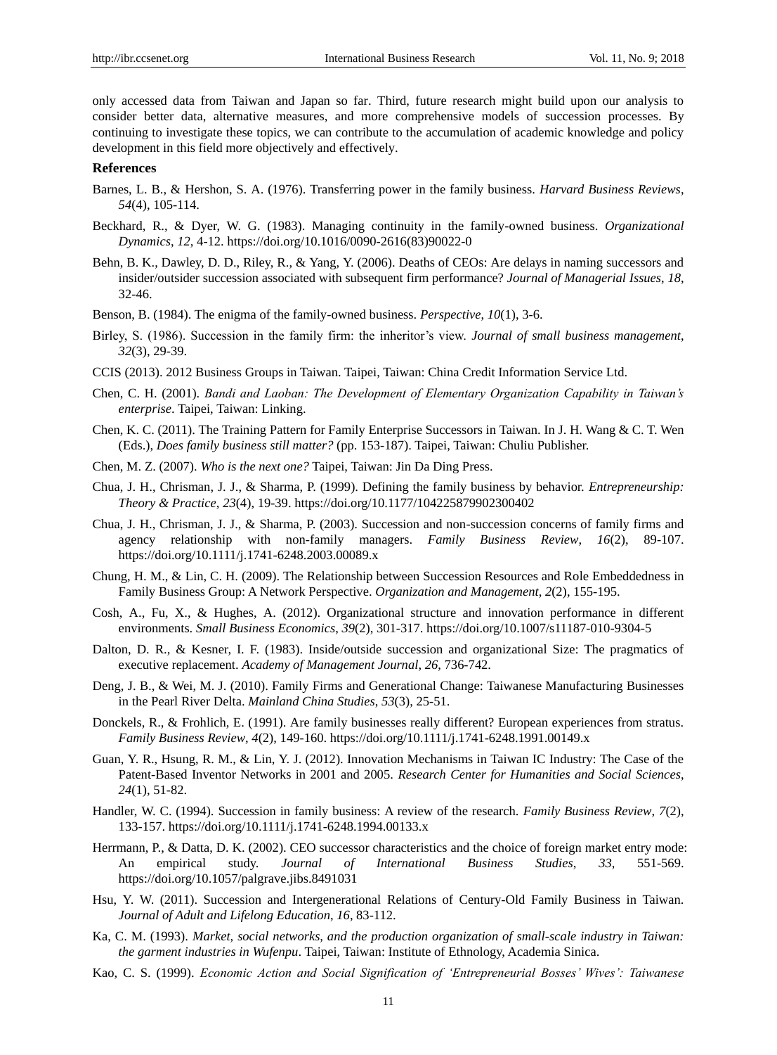only accessed data from Taiwan and Japan so far. Third, future research might build upon our analysis to consider better data, alternative measures, and more comprehensive models of succession processes. By continuing to investigate these topics, we can contribute to the accumulation of academic knowledge and policy development in this field more objectively and effectively.

## References

Barnes, L. B., & Hershon, S. A. (1976). Transferring power in the family business. *Harvard Business Reviews*, *54*(4), 105-114.

Beckhard, R., & Dyer, W. G. (1983). Managing continuity in the family-owned business. *Organizational Dynamics*, *12*, 4-12. https://doi.org/10.1016/0090-2616(83)90022-0

Behn, B. K., Dawley, D. D., Riley, R., & Yang, Y. (2006). Deaths of CEOs: Are delays in naming successors and insider/outsider succession associated with subsequent firm performance? *Journal of Managerial Issues*, *18*, 32-46.

Benson, B. (1984). The enigma of the family-owned business. *Perspective*, *10*(1), 3-6.

Birley, S. (1986). Succession in the family firm: the inheritor's view. *Journal of small business management*, *32*(3), 29-39.

CCIS (2013). 2012 Business Groups in Taiwan. Taipei, Taiwan: China Credit Information Service Ltd.

Chen, C. H. (2001). *Bandi and Laoban: The Development of Elementary Organization Capability in Taiwan's enterprise*. Taipei, Taiwan: Linking.

Chen, K. C. (2011). The Training Pattern for Family Enterprise Successors in Taiwan. In J. H. Wang & C. T. Wen (Eds.), *Does family business still matter?* (pp. 153-187). Taipei, Taiwan: Chuliu Publisher.

Chen, M. Z. (2007). *Who is the next one?* Taipei, Taiwan: Jin Da Ding Press.

Chua, J. H., Chrisman, J. J., & Sharma, P. (1999). Defining the family business by behavior. *Entrepreneurship: Theory & Practice*, *23*(4), 19-39. https://doi.org/10.1177/104225879902300402

Chua, J. H., Chrisman, J. J., & Sharma, P. (2003). Succession and non-succession concerns of family firms and agency relationship with non-family managers. *Family Business Review*, *16*(2), 89-107. https://doi.org/10.1111/j.1741-6248.2003.00089.x

Chung, H. M., & Lin, C. H. (2009). The Relationship between Succession Resources and Role Embeddedness in Family Business Group: A Network Perspective. *Organization and Management*, *2*(2), 155-195.

Cosh, A., Fu, X., & Hughes, A. (2012). Organizational structure and innovation performance in different environments. *Small Business Economics*, *39*(2), 301-317. https://doi.org/10.1007/s11187-010-9304-5

Dalton, D. R., & Kesner, I. F. (1983). Inside/outside succession and organizational Size: The pragmatics of executive replacement. *Academy of Management Journal*, *26*, 736-742.

Deng, J. B., & Wei, M. J. (2010). Family Firms and Generational Change: Taiwanese Manufacturing Businesses in the Pearl River Delta. *Mainland China Studies*, *53*(3), 25-51.

Donckels, R., & Frohlich, E. (1991). Are family businesses really different? European experiences from stratus. *Family Business Review*, *4*(2), 149-160. https://doi.org/10.1111/j.1741-6248.1991.00149.x

Guan, Y. R., Hsung, R. M., & Lin, Y. J. (2012). Innovation Mechanisms in Taiwan IC Industry: The Case of the Patent-Based Inventor Networks in 2001 and 2005. *Research Center for Humanities and Social Sciences*, *24*(1), 51-82.

Handler, W. C. (1994). Succession in family business: A review of the research. *Family Business Review*, *7*(2), 133-157. https://doi.org/10.1111/j.1741-6248.1994.00133.x

Herrmann, P., & Datta, D. K. (2002). CEO successor characteristics and the choice of foreign market entry mode: An empirical study. *Journal of International Business Studies*, *33*, 551-569. https://doi.org/10.1057/palgrave.jibs.8491031

Hsu, Y. W. (2011). Succession and Intergenerational Relations of Century-Old Family Business in Taiwan. *Journal of Adult and Lifelong Education*, *16*, 83-112.

Ka, C. M. (1993). *Market, social networks, and the production organization of small-scale industry in Taiwan: the garment industries in Wufenpu*. Taipei, Taiwan: Institute of Ethnology, Academia Sinica.

Kao, C. S. (1999). *Economic Action and Social Signification of 'Entrepreneurial Bosses' Wives': Taiwanese*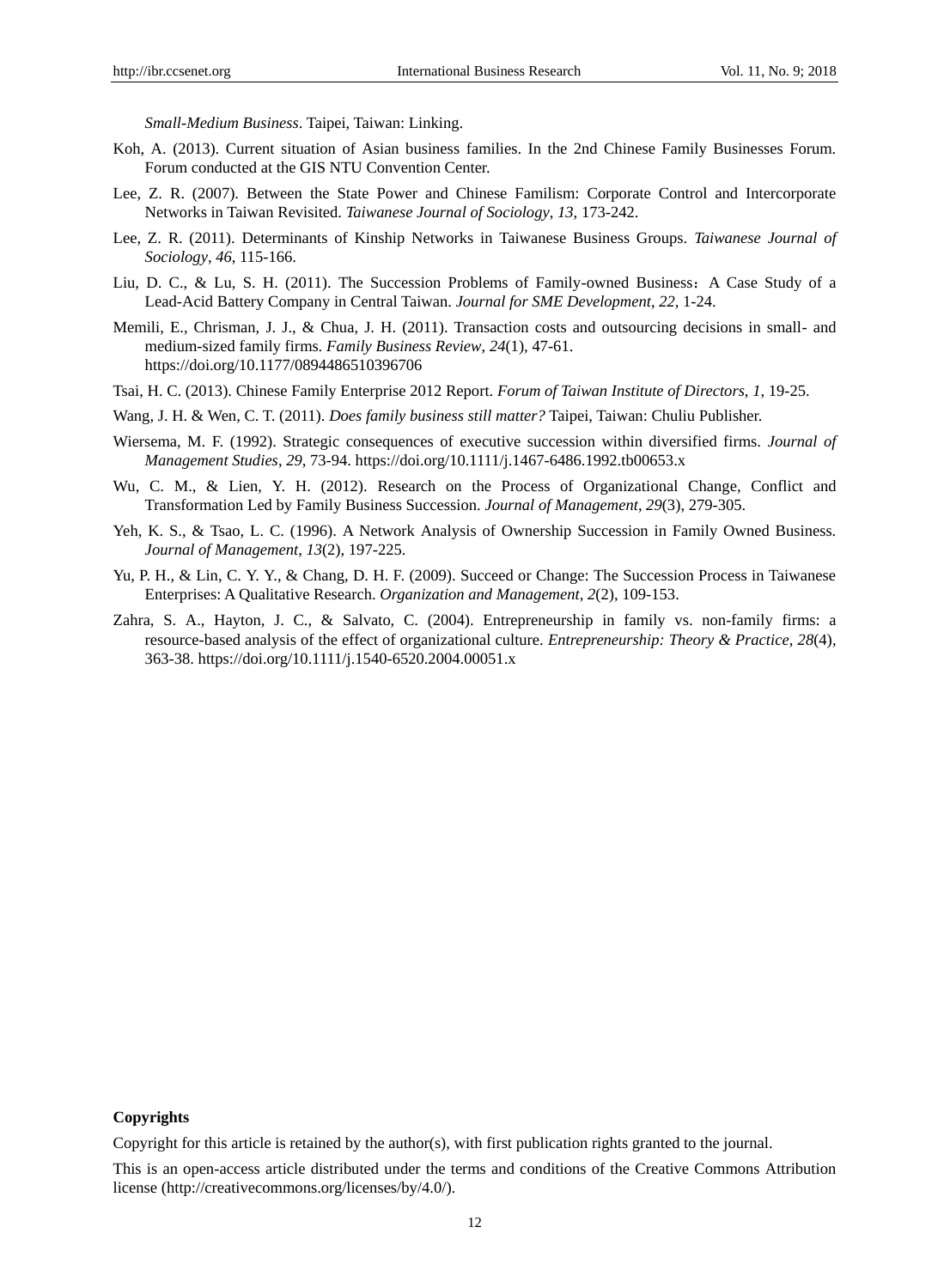*Small-Medium Business*. Taipei, Taiwan: Linking.

Koh, A. (2013). Current situation of Asian business families. In the 2nd Chinese Family Businesses Forum. Forum conducted at the GIS NTU Convention Center.

Lee, Z. R. (2007). Between the State Power and Chinese Familism: Corporate Control and Intercorporate Networks in Taiwan Revisited. *Taiwanese Journal of Sociology*, *13*, 173-242.

Lee, Z. R. (2011). Determinants of Kinship Networks in Taiwanese Business Groups. *Taiwanese Journal of Sociology*, *46*, 115-166.

Liu, D. C., & Lu, S. H. (2011). The Succession Problems of Family-owned Business：A Case Study of a Lead-Acid Battery Company in Central Taiwan. *Journal for SME Development*, *22*, 1-24.

Memili, E., Chrisman, J. J., & Chua, J. H. (2011). Transaction costs and outsourcing decisions in small- and medium-sized family firms. *Family Business Review*, *24*(1), 47-61. https://doi.org/10.1177/0894486510396706

Tsai, H. C. (2013). Chinese Family Enterprise 2012 Report. *Forum of Taiwan Institute of Directors*, *1*, 19-25.

Wang, J. H. & Wen, C. T. (2011). *Does family business still matter?* Taipei, Taiwan: Chuliu Publisher.

Wiersema, M. F. (1992). Strategic consequences of executive succession within diversified firms. *Journal of Management Studies*, *29*, 73-94. https://doi.org/10.1111/j.1467-6486.1992.tb00653.x

Wu, C. M., & Lien, Y. H. (2012). Research on the Process of Organizational Change, Conflict and Transformation Led by Family Business Succession. *Journal of Management*, *29*(3), 279-305.

Yeh, K. S., & Tsao, L. C. (1996). A Network Analysis of Ownership Succession in Family Owned Business. *Journal of Management*, *13*(2), 197-225.

Yu, P. H., & Lin, C. Y. Y., & Chang, D. H. F. (2009). Succeed or Change: The Succession Process in Taiwanese Enterprises: A Qualitative Research. *Organization and Management*, *2*(2), 109-153.

Zahra, S. A., Hayton, J. C., & Salvato, C. (2004). Entrepreneurship in family vs. non-family firms: a resource-based analysis of the effect of organizational culture. *Entrepreneurship: Theory & Practice*, *28*(4), 363-38. https://doi.org/10.1111/j.1540-6520.2004.00051.x

**Copyrights**

Copyright for this article is retained by the author(s), with first publication rights granted to the journal.

This is an open-access article distributed under the terms and conditions of the Creative Commons Attribution license (http://creativecommons.org/licenses/by/4.0/).